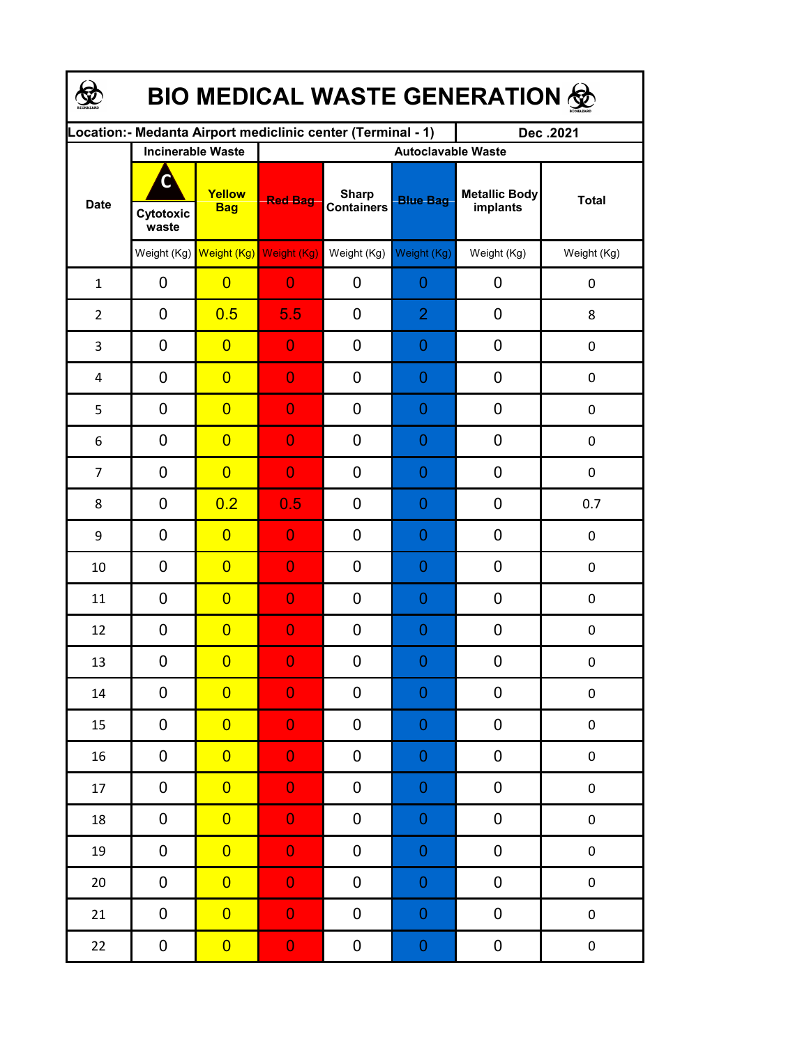# BIO MEDICAL WASTE GENERATION

| Location:- Medanta Airport mediclinic center (Terminal - 1) | | | | | | | Dec .2021 |
|---|---|---|---|---|---|---|---|
| Date | Incinerable Waste | | Autoclavable Waste | | | | |
| | C Cytotoxic waste | Yellow Bag | Red Bag | Sharp Containers | Blue Bag | Metallic Body implants | Total |
| | Weight (Kg) | Weight (Kg) | Weight (Kg) | Weight (Kg) | Weight (Kg) | Weight (Kg) | Weight (Kg) |
| 1 | 0 | 0 | 0 | 0 | 0 | 0 | 0 |
| 2 | 0 | 0.5 | 5.5 | 0 | 2 | 0 | 8 |
| 3 | 0 | 0 | 0 | 0 | 0 | 0 | 0 |
| 4 | 0 | 0 | 0 | 0 | 0 | 0 | 0 |
| 5 | 0 | 0 | 0 | 0 | 0 | 0 | 0 |
| 6 | 0 | 0 | 0 | 0 | 0 | 0 | 0 |
| 7 | 0 | 0 | 0 | 0 | 0 | 0 | 0 |
| 8 | 0 | 0.2 | 0.5 | 0 | 0 | 0 | 0.7 |
| 9 | 0 | 0 | 0 | 0 | 0 | 0 | 0 |
| 10 | 0 | 0 | 0 | 0 | 0 | 0 | 0 |
| 11 | 0 | 0 | 0 | 0 | 0 | 0 | 0 |
| 12 | 0 | 0 | 0 | 0 | 0 | 0 | 0 |
| 13 | 0 | 0 | 0 | 0 | 0 | 0 | 0 |
| 14 | 0 | 0 | 0 | 0 | 0 | 0 | 0 |
| 15 | 0 | 0 | 0 | 0 | 0 | 0 | 0 |
| 16 | 0 | 0 | 0 | 0 | 0 | 0 | 0 |
| 17 | 0 | 0 | 0 | 0 | 0 | 0 | 0 |
| 18 | 0 | 0 | 0 | 0 | 0 | 0 | 0 |
| 19 | 0 | 0 | 0 | 0 | 0 | 0 | 0 |
| 20 | 0 | 0 | 0 | 0 | 0 | 0 | 0 |
| 21 | 0 | 0 | 0 | 0 | 0 | 0 | 0 |
| 22 | 0 | 0 | 0 | 0 | 0 | 0 | 0 |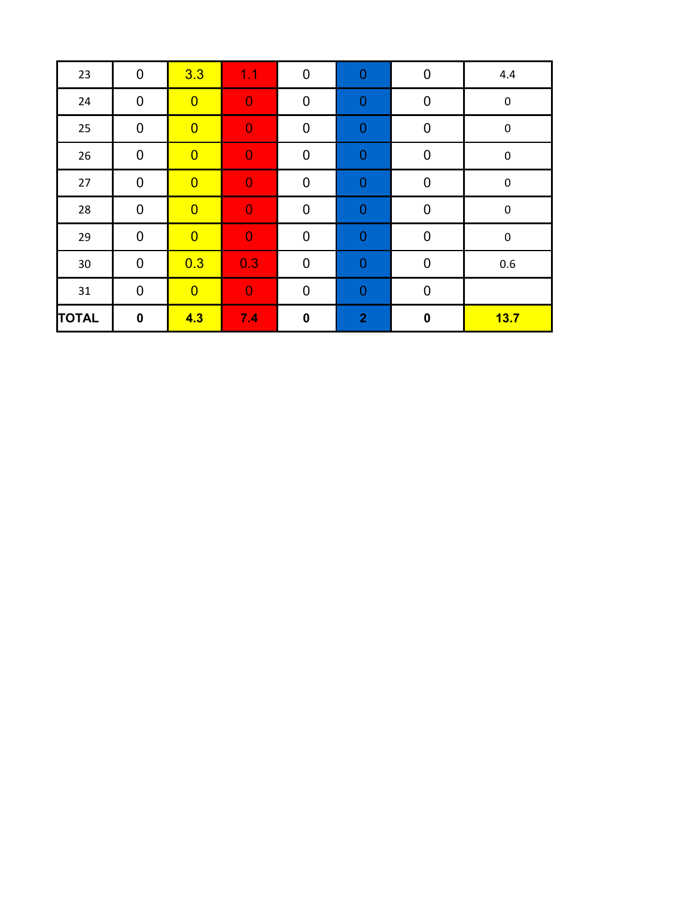| | | | | | | | |
|---|---|---|---|---|---|---|---|
| 23 | 0 | 3.3 | 1.1 | 0 | 0 | 0 | 4.4 |
| 24 | 0 | 0 | 0 | 0 | 0 | 0 | 0 |
| 25 | 0 | 0 | 0 | 0 | 0 | 0 | 0 |
| 26 | 0 | 0 | 0 | 0 | 0 | 0 | 0 |
| 27 | 0 | 0 | 0 | 0 | 0 | 0 | 0 |
| 28 | 0 | 0 | 0 | 0 | 0 | 0 | 0 |
| 29 | 0 | 0 | 0 | 0 | 0 | 0 | 0 |
| 30 | 0 | 0.3 | 0.3 | 0 | 0 | 0 | 0.6 |
| 31 | 0 | 0 | 0 | 0 | 0 | 0 | |
| **TOTAL** | **0** | **4.3** | **7.4** | **0** | **2** | **0** | **13.7** |